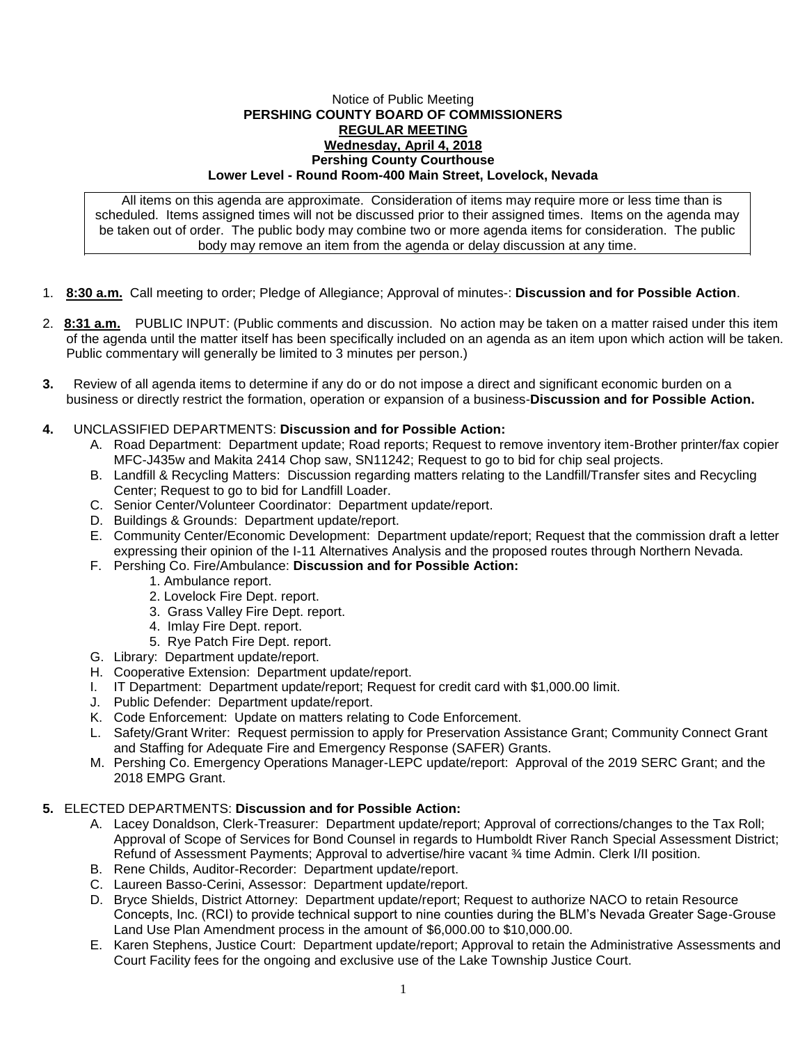Notice of Public Meeting

**PERSHING COUNTY BOARD OF COMMISSIONERS**

**REGULAR MEETING**

**Wednesday, April 4, 2018**

**Pershing County Courthouse**

**Lower Level - Round Room-400 Main Street, Lovelock, Nevada**

All items on this agenda are approximate. Consideration of items may require more or less time than is scheduled. Items assigned times will not be discussed prior to their assigned times. Items on the agenda may be taken out of order. The public body may combine two or more agenda items for consideration. The public body may remove an item from the agenda or delay discussion at any time.

1. **8:30 a.m.** Call meeting to order; Pledge of Allegiance; Approval of minutes-: **Discussion and for Possible Action**.

2. **8:31 a.m.** PUBLIC INPUT: (Public comments and discussion. No action may be taken on a matter raised under this item of the agenda until the matter itself has been specifically included on an agenda as an item upon which action will be taken. Public commentary will generally be limited to 3 minutes per person.)

3. Review of all agenda items to determine if any do or do not impose a direct and significant economic burden on a business or directly restrict the formation, operation or expansion of a business-**Discussion and for Possible Action.**

4. UNCLASSIFIED DEPARTMENTS: **Discussion and for Possible Action:**
   - A. Road Department: Department update; Road reports; Request to remove inventory item-Brother printer/fax copier MFC-J435w and Makita 2414 Chop saw, SN11242; Request to go to bid for chip seal projects.
   - B. Landfill & Recycling Matters: Discussion regarding matters relating to the Landfill/Transfer sites and Recycling Center; Request to go to bid for Landfill Loader.
   - C. Senior Center/Volunteer Coordinator: Department update/report.
   - D. Buildings & Grounds: Department update/report.
   - E. Community Center/Economic Development: Department update/report; Request that the commission draft a letter expressing their opinion of the I-11 Alternatives Analysis and the proposed routes through Northern Nevada.
   - F. Pershing Co. Fire/Ambulance: **Discussion and for Possible Action:**
     1. Ambulance report.
     2. Lovelock Fire Dept. report.
     3. Grass Valley Fire Dept. report.
     4. Imlay Fire Dept. report.
     5. Rye Patch Fire Dept. report.
   - G. Library: Department update/report.
   - H. Cooperative Extension: Department update/report.
   - I. IT Department: Department update/report; Request for credit card with $1,000.00 limit.
   - J. Public Defender: Department update/report.
   - K. Code Enforcement: Update on matters relating to Code Enforcement.
   - L. Safety/Grant Writer: Request permission to apply for Preservation Assistance Grant; Community Connect Grant and Staffing for Adequate Fire and Emergency Response (SAFER) Grants.
   - M. Pershing Co. Emergency Operations Manager-LEPC update/report: Approval of the 2019 SERC Grant; and the 2018 EMPG Grant.

5. ELECTED DEPARTMENTS: **Discussion and for Possible Action:**
   - A. Lacey Donaldson, Clerk-Treasurer: Department update/report; Approval of corrections/changes to the Tax Roll; Approval of Scope of Services for Bond Counsel in regards to Humboldt River Ranch Special Assessment District; Refund of Assessment Payments; Approval to advertise/hire vacant ¾ time Admin. Clerk I/II position.
   - B. Rene Childs, Auditor-Recorder: Department update/report.
   - C. Laureen Basso-Cerini, Assessor: Department update/report.
   - D. Bryce Shields, District Attorney: Department update/report; Request to authorize NACO to retain Resource Concepts, Inc. (RCI) to provide technical support to nine counties during the BLM's Nevada Greater Sage-Grouse Land Use Plan Amendment process in the amount of $6,000.00 to $10,000.00.
   - E. Karen Stephens, Justice Court: Department update/report; Approval to retain the Administrative Assessments and Court Facility fees for the ongoing and exclusive use of the Lake Township Justice Court.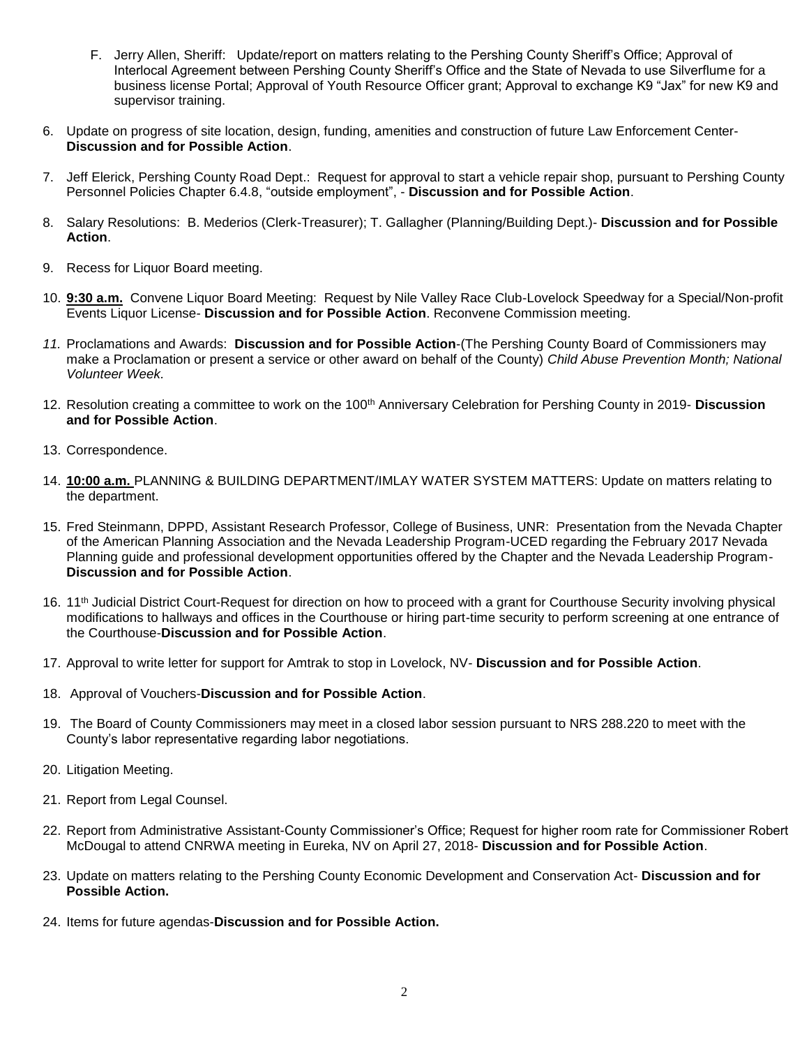F. Jerry Allen, Sheriff: Update/report on matters relating to the Pershing County Sheriff's Office; Approval of Interlocal Agreement between Pershing County Sheriff's Office and the State of Nevada to use Silverflume for a business license Portal; Approval of Youth Resource Officer grant; Approval to exchange K9 "Jax" for new K9 and supervisor training.

6. Update on progress of site location, design, funding, amenities and construction of future Law Enforcement Center- **Discussion and for Possible Action**.

7. Jeff Elerick, Pershing County Road Dept.: Request for approval to start a vehicle repair shop, pursuant to Pershing County Personnel Policies Chapter 6.4.8, "outside employment", - **Discussion and for Possible Action**.

8. Salary Resolutions: B. Mederios (Clerk-Treasurer); T. Gallagher (Planning/Building Dept.)- **Discussion and for Possible Action**.

9. Recess for Liquor Board meeting.

10. **<u>9:30 a.m.</u>** Convene Liquor Board Meeting: Request by Nile Valley Race Club-Lovelock Speedway for a Special/Non-profit Events Liquor License- **Discussion and for Possible Action**. Reconvene Commission meeting.

11. Proclamations and Awards: **Discussion and for Possible Action**-(The Pershing County Board of Commissioners may make a Proclamation or present a service or other award on behalf of the County) *Child Abuse Prevention Month; National Volunteer Week.*

12. Resolution creating a committee to work on the 100th Anniversary Celebration for Pershing County in 2019- **Discussion and for Possible Action**.

13. Correspondence.

14. **<u>10:00 a.m.</u>** PLANNING & BUILDING DEPARTMENT/IMLAY WATER SYSTEM MATTERS: Update on matters relating to the department.

15. Fred Steinmann, DPPD, Assistant Research Professor, College of Business, UNR: Presentation from the Nevada Chapter of the American Planning Association and the Nevada Leadership Program-UCED regarding the February 2017 Nevada Planning guide and professional development opportunities offered by the Chapter and the Nevada Leadership Program- **Discussion and for Possible Action**.

16. 11th Judicial District Court-Request for direction on how to proceed with a grant for Courthouse Security involving physical modifications to hallways and offices in the Courthouse or hiring part-time security to perform screening at one entrance of the Courthouse-**Discussion and for Possible Action**.

17. Approval to write letter for support for Amtrak to stop in Lovelock, NV- **Discussion and for Possible Action**.

18. Approval of Vouchers-**Discussion and for Possible Action**.

19. The Board of County Commissioners may meet in a closed labor session pursuant to NRS 288.220 to meet with the County's labor representative regarding labor negotiations.

20. Litigation Meeting.

21. Report from Legal Counsel.

22. Report from Administrative Assistant-County Commissioner's Office; Request for higher room rate for Commissioner Robert McDougal to attend CNRWA meeting in Eureka, NV on April 27, 2018- **Discussion and for Possible Action**.

23. Update on matters relating to the Pershing County Economic Development and Conservation Act- **Discussion and for Possible Action.**

24. Items for future agendas-**Discussion and for Possible Action.**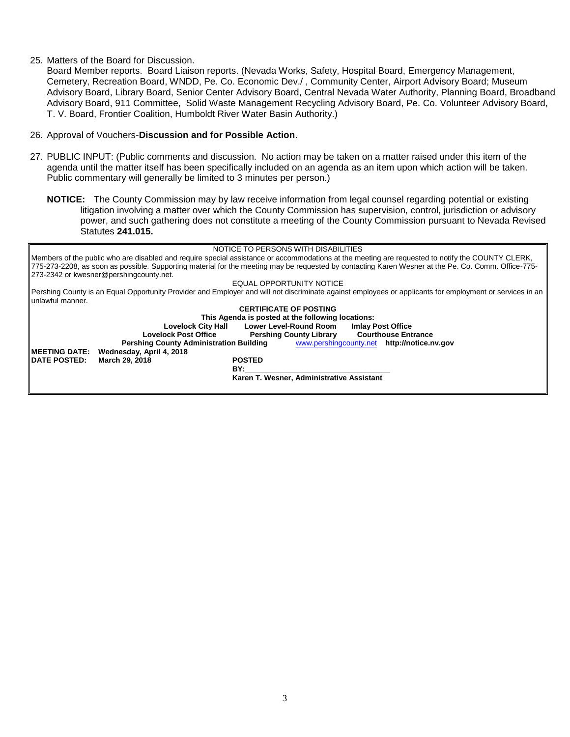25. Matters of the Board for Discussion.
    Board Member reports. Board Liaison reports. (Nevada Works, Safety, Hospital Board, Emergency Management, Cemetery, Recreation Board, WNDD, Pe. Co. Economic Dev./ , Community Center, Airport Advisory Board; Museum Advisory Board, Library Board, Senior Center Advisory Board, Central Nevada Water Authority, Planning Board, Broadband Advisory Board, 911 Committee, Solid Waste Management Recycling Advisory Board, Pe. Co. Volunteer Advisory Board, T. V. Board, Frontier Coalition, Humboldt River Water Basin Authority.)

26. Approval of Vouchers-**Discussion and for Possible Action**.

27. PUBLIC INPUT: (Public comments and discussion. No action may be taken on a matter raised under this item of the agenda until the matter itself has been specifically included on an agenda as an item upon which action will be taken. Public commentary will generally be limited to 3 minutes per person.)

    **NOTICE:** The County Commission may by law receive information from legal counsel regarding potential or existing litigation involving a matter over which the County Commission has supervision, control, jurisdiction or advisory power, and such gathering does not constitute a meeting of the County Commission pursuant to Nevada Revised Statutes **241.015.**

NOTICE TO PERSONS WITH DISABILITIES

Members of the public who are disabled and require special assistance or accommodations at the meeting are requested to notify the COUNTY CLERK, 775-273-2208, as soon as possible. Supporting material for the meeting may be requested by contacting Karen Wesner at the Pe. Co. Comm. Office-775-273-2342 or kwesner@pershingcounty.net.

EQUAL OPPORTUNITY NOTICE

Pershing County is an Equal Opportunity Provider and Employer and will not discriminate against employees or applicants for employment or services in an unlawful manner.

**CERTIFICATE OF POSTING**

**This Agenda is posted at the following locations:**

**Lovelock City Hall** **Lower Level-Round Room** **Imlay Post Office**
**Lovelock Post Office** **Pershing County Library** **Courthouse Entrance**
**Pershing County Administration Building** www.pershingcounty.net **http://notice.nv.gov**

**MEETING DATE: Wednesday, April 4, 2018**
**DATE POSTED: March 29, 2018**

**POSTED**
**BY:\_\_\_\_\_\_\_\_\_\_\_\_\_\_\_\_\_\_\_\_\_\_\_\_\_\_\_\_\_\_\_\_**
**Karen T. Wesner, Administrative Assistant**